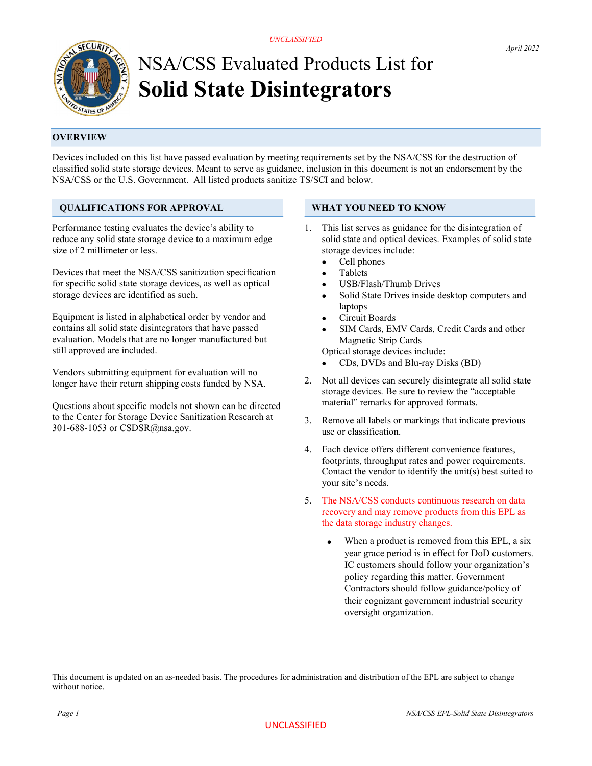UNCLASSIFIED

*April 2022*

# NSA/CSS Evaluated Products List for **Solid State Disintegrators**

## OVERVIEW

Devices included on this list have passed evaluation by meeting requirements set by the NSA/CSS for the destruction of classified solid state storage devices. Meant to serve as guidance, inclusion in this document is not an endorsement by the NSA/CSS or the U.S. Government. All listed products sanitize TS/SCI and below.

## QUALIFICATIONS FOR APPROVAL

Performance testing evaluates the device's ability to reduce any solid state storage device to a maximum edge size of 2 millimeter or less.

Devices that meet the NSA/CSS sanitization specification for specific solid state storage devices, as well as optical storage devices are identified as such.

Equipment is listed in alphabetical order by vendor and contains all solid state disintegrators that have passed evaluation. Models that are no longer manufactured but still approved are included.

Vendors submitting equipment for evaluation will no longer have their return shipping costs funded by NSA.

Questions about specific models not shown can be directed to the Center for Storage Device Sanitization Research at 301-688-1053 or CSDSR@nsa.gov.

## WHAT YOU NEED TO KNOW

1. This list serves as guidance for the disintegration of solid state and optical devices. Examples of solid state storage devices include:
   - Cell phones
   - Tablets
   - USB/Flash/Thumb Drives
   - Solid State Drives inside desktop computers and laptops
   - Circuit Boards
   - SIM Cards, EMV Cards, Credit Cards and other Magnetic Strip Cards

   Optical storage devices include:
   - CDs, DVDs and Blu-ray Disks (BD)
2. Not all devices can securely disintegrate all solid state storage devices. Be sure to review the "acceptable material" remarks for approved formats.
3. Remove all labels or markings that indicate previous use or classification.
4. Each device offers different convenience features, footprints, throughput rates and power requirements. Contact the vendor to identify the unit(s) best suited to your site's needs.
5. The NSA/CSS conducts continuous research on data recovery and may remove products from this EPL as the data storage industry changes.
   - When a product is removed from this EPL, a six year grace period is in effect for DoD customers. IC customers should follow your organization's policy regarding this matter. Government Contractors should follow guidance/policy of their cognizant government industrial security oversight organization.

This document is updated on an as-needed basis. The procedures for administration and distribution of the EPL are subject to change without notice.

UNCLASSIFIED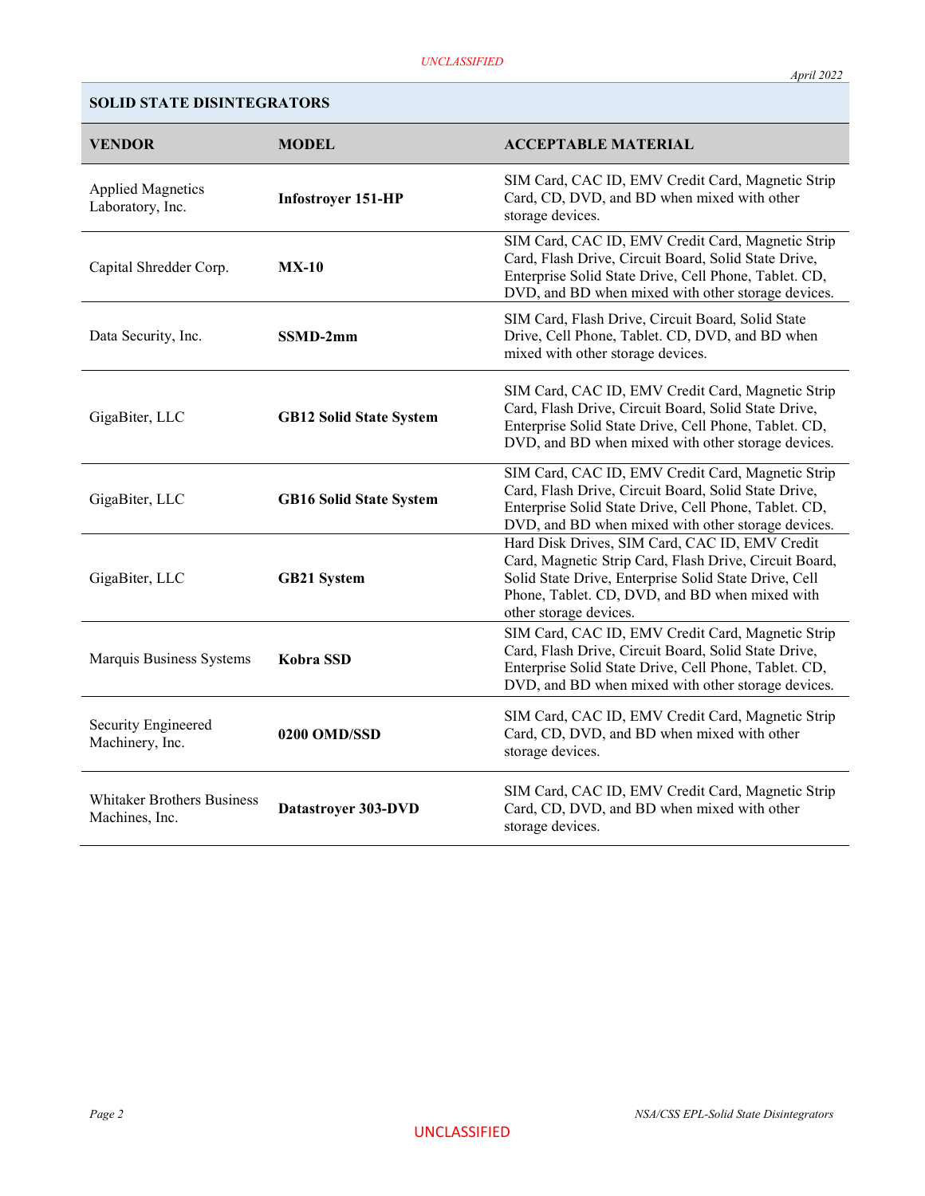| SOLID STATE DISINTEGRATORS | | |
|---|---|---|
| **VENDOR** | **MODEL** | **ACCEPTABLE MATERIAL** |
| Applied Magnetics Laboratory, Inc. | **Infostroyer 151-HP** | SIM Card, CAC ID, EMV Credit Card, Magnetic Strip Card, CD, DVD, and BD when mixed with other storage devices. |
| Capital Shredder Corp. | **MX-10** | SIM Card, CAC ID, EMV Credit Card, Magnetic Strip Card, Flash Drive, Circuit Board, Solid State Drive, Enterprise Solid State Drive, Cell Phone, Tablet. CD, DVD, and BD when mixed with other storage devices. |
| Data Security, Inc. | **SSMD-2mm** | SIM Card, Flash Drive, Circuit Board, Solid State Drive, Cell Phone, Tablet. CD, DVD, and BD when mixed with other storage devices. |
| GigaBiter, LLC | **GB12 Solid State System** | SIM Card, CAC ID, EMV Credit Card, Magnetic Strip Card, Flash Drive, Circuit Board, Solid State Drive, Enterprise Solid State Drive, Cell Phone, Tablet. CD, DVD, and BD when mixed with other storage devices. |
| GigaBiter, LLC | **GB16 Solid State System** | SIM Card, CAC ID, EMV Credit Card, Magnetic Strip Card, Flash Drive, Circuit Board, Solid State Drive, Enterprise Solid State Drive, Cell Phone, Tablet. CD, DVD, and BD when mixed with other storage devices. |
| GigaBiter, LLC | **GB21 System** | Hard Disk Drives, SIM Card, CAC ID, EMV Credit Card, Magnetic Strip Card, Flash Drive, Circuit Board, Solid State Drive, Enterprise Solid State Drive, Cell Phone, Tablet. CD, DVD, and BD when mixed with other storage devices. |
| Marquis Business Systems | **Kobra SSD** | SIM Card, CAC ID, EMV Credit Card, Magnetic Strip Card, Flash Drive, Circuit Board, Solid State Drive, Enterprise Solid State Drive, Cell Phone, Tablet. CD, DVD, and BD when mixed with other storage devices. |
| Security Engineered Machinery, Inc. | **0200 OMD/SSD** | SIM Card, CAC ID, EMV Credit Card, Magnetic Strip Card, CD, DVD, and BD when mixed with other storage devices. |
| Whitaker Brothers Business Machines, Inc. | **Datastroyer 303-DVD** | SIM Card, CAC ID, EMV Credit Card, Magnetic Strip Card, CD, DVD, and BD when mixed with other storage devices. |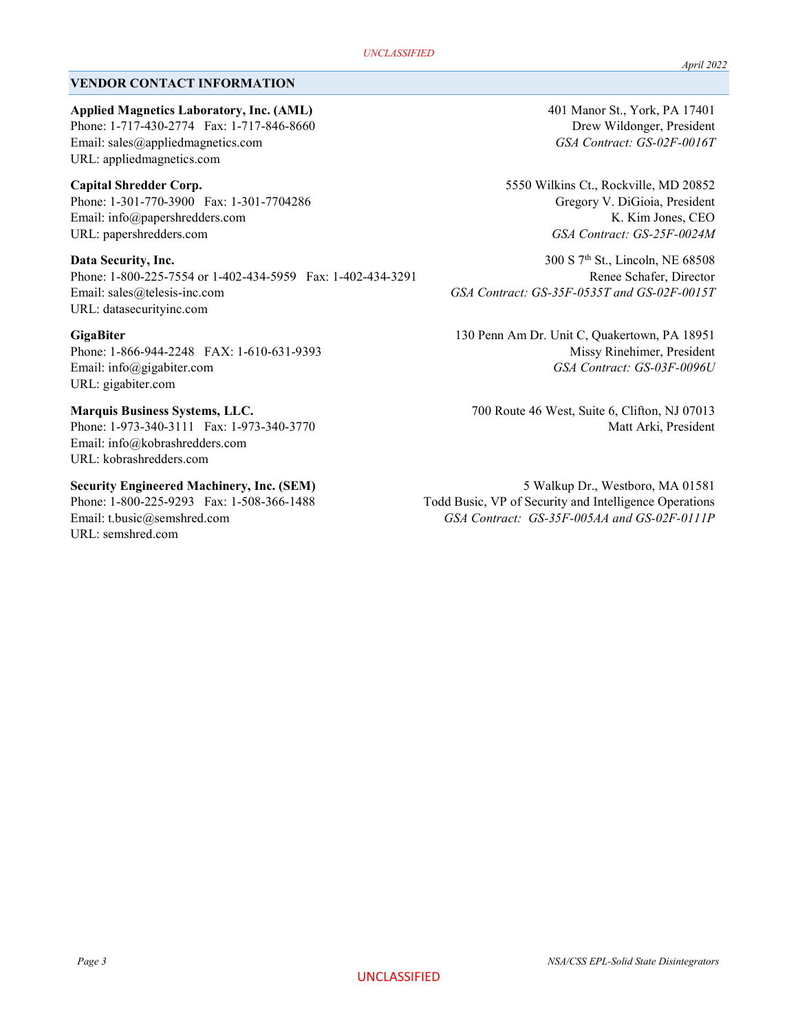## VENDOR CONTACT INFORMATION

**Applied Magnetics Laboratory, Inc. (AML)**
401 Manor St., York, PA 17401
Phone: 1-717-430-2774 Fax: 1-717-846-8660
Drew Wildonger, President
Email: sales@appliedmagnetics.com
*GSA Contract: GS-02F-0016T*
URL: appliedmagnetics.com

**Capital Shredder Corp.**
5550 Wilkins Ct., Rockville, MD 20852
Phone: 1-301-770-3900 Fax: 1-301-7704286
Gregory V. DiGioia, President
Email: info@papershredders.com
K. Kim Jones, CEO
URL: papershredders.com
*GSA Contract: GS-25F-0024M*

**Data Security, Inc.**
300 S 7th St., Lincoln, NE 68508
Phone: 1-800-225-7554 or 1-402-434-5959 Fax: 1-402-434-3291
Renee Schafer, Director
Email: sales@telesis-inc.com
*GSA Contract: GS-35F-0535T and GS-02F-0015T*
URL: datasecurityinc.com

**GigaBiter**
130 Penn Am Dr. Unit C, Quakertown, PA 18951
Phone: 1-866-944-2248 FAX: 1-610-631-9393
Missy Rinehimer, President
Email: info@gigabiter.com
*GSA Contract: GS-03F-0096U*
URL: gigabiter.com

**Marquis Business Systems, LLC.**
700 Route 46 West, Suite 6, Clifton, NJ 07013
Phone: 1-973-340-3111 Fax: 1-973-340-3770
Matt Arki, President
Email: info@kobrashredders.com
URL: kobrashredders.com

**Security Engineered Machinery, Inc. (SEM)**
5 Walkup Dr., Westboro, MA 01581
Phone: 1-800-225-9293 Fax: 1-508-366-1488
Todd Busic, VP of Security and Intelligence Operations
Email: t.busic@semshred.com
*GSA Contract: GS-35F-005AA and GS-02F-0111P*
URL: semshred.com